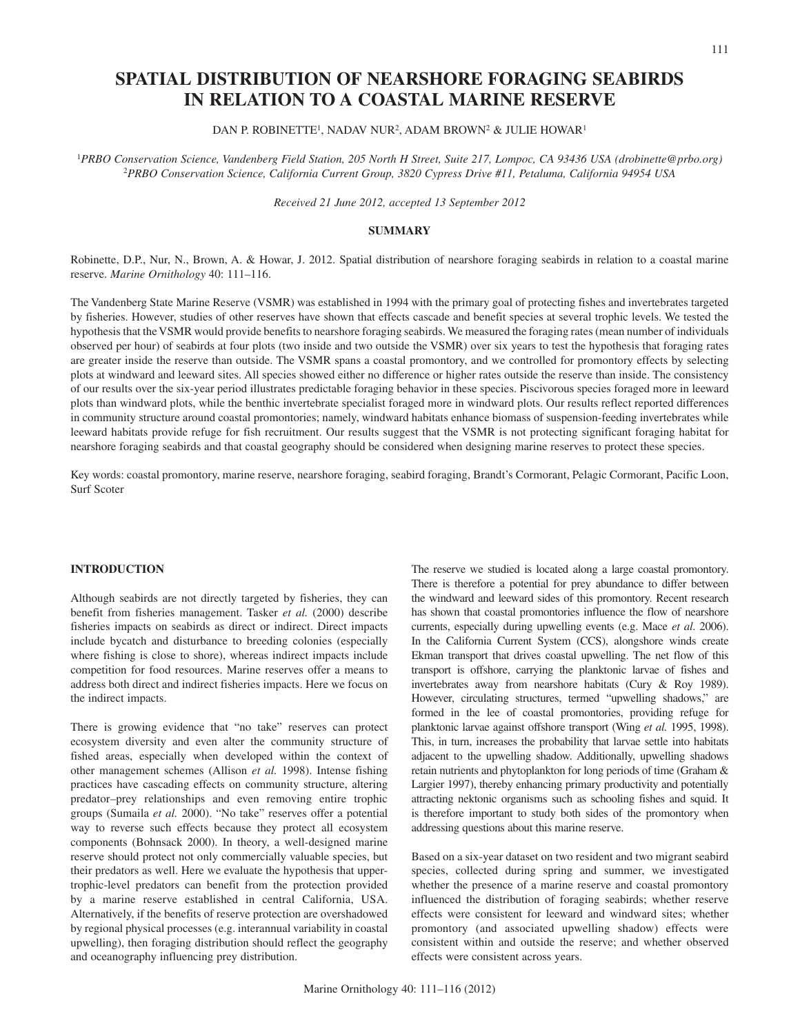# SPATIAL DISTRIBUTION OF NEARSHORE FORAGING SEABIRDS IN RELATION TO A COASTAL MARINE RESERVE

DAN P. ROBINETTE[1], NADAV NUR[2], ADAM BROWN[2] & JULIE HOWAR[1]

[1]*PRBO Conservation Science, Vandenberg Field Station, 205 North H Street, Suite 217, Lompoc, CA 93436 USA (drobinette@prbo.org)*
[2]*PRBO Conservation Science, California Current Group, 3820 Cypress Drive #11, Petaluma, California 94954 USA*

*Received 21 June 2012, accepted 13 September 2012*

## SUMMARY

Robinette, D.P., Nur, N., Brown, A. & Howar, J. 2012. Spatial distribution of nearshore foraging seabirds in relation to a coastal marine reserve. *Marine Ornithology* 40: 111–116.

The Vandenberg State Marine Reserve (VSMR) was established in 1994 with the primary goal of protecting fishes and invertebrates targeted by fisheries. However, studies of other reserves have shown that effects cascade and benefit species at several trophic levels. We tested the hypothesis that the VSMR would provide benefits to nearshore foraging seabirds. We measured the foraging rates (mean number of individuals observed per hour) of seabirds at four plots (two inside and two outside the VSMR) over six years to test the hypothesis that foraging rates are greater inside the reserve than outside. The VSMR spans a coastal promontory, and we controlled for promontory effects by selecting plots at windward and leeward sites. All species showed either no difference or higher rates outside the reserve than inside. The consistency of our results over the six-year period illustrates predictable foraging behavior in these species. Piscivorous species foraged more in leeward plots than windward plots, while the benthic invertebrate specialist foraged more in windward plots. Our results reflect reported differences in community structure around coastal promontories; namely, windward habitats enhance biomass of suspension-feeding invertebrates while leeward habitats provide refuge for fish recruitment. Our results suggest that the VSMR is not protecting significant foraging habitat for nearshore foraging seabirds and that coastal geography should be considered when designing marine reserves to protect these species.

Key words: coastal promontory, marine reserve, nearshore foraging, seabird foraging, Brandt's Cormorant, Pelagic Cormorant, Pacific Loon, Surf Scoter

## INTRODUCTION

Although seabirds are not directly targeted by fisheries, they can benefit from fisheries management. Tasker *et al.* (2000) describe fisheries impacts on seabirds as direct or indirect. Direct impacts include bycatch and disturbance to breeding colonies (especially where fishing is close to shore), whereas indirect impacts include competition for food resources. Marine reserves offer a means to address both direct and indirect fisheries impacts. Here we focus on the indirect impacts.

There is growing evidence that "no take" reserves can protect ecosystem diversity and even alter the community structure of fished areas, especially when developed within the context of other management schemes (Allison *et al.* 1998). Intense fishing practices have cascading effects on community structure, altering predator–prey relationships and even removing entire trophic groups (Sumaila *et al.* 2000). "No take" reserves offer a potential way to reverse such effects because they protect all ecosystem components (Bohnsack 2000). In theory, a well-designed marine reserve should protect not only commercially valuable species, but their predators as well. Here we evaluate the hypothesis that upper-trophic-level predators can benefit from the protection provided by a marine reserve established in central California, USA. Alternatively, if the benefits of reserve protection are overshadowed by regional physical processes (e.g. interannual variability in coastal upwelling), then foraging distribution should reflect the geography and oceanography influencing prey distribution.

The reserve we studied is located along a large coastal promontory. There is therefore a potential for prey abundance to differ between the windward and leeward sides of this promontory. Recent research has shown that coastal promontories influence the flow of nearshore currents, especially during upwelling events (e.g. Mace *et al*. 2006). In the California Current System (CCS), alongshore winds create Ekman transport that drives coastal upwelling. The net flow of this transport is offshore, carrying the planktonic larvae of fishes and invertebrates away from nearshore habitats (Cury & Roy 1989). However, circulating structures, termed "upwelling shadows," are formed in the lee of coastal promontories, providing refuge for planktonic larvae against offshore transport (Wing *et al.* 1995, 1998). This, in turn, increases the probability that larvae settle into habitats adjacent to the upwelling shadow. Additionally, upwelling shadows retain nutrients and phytoplankton for long periods of time (Graham & Largier 1997), thereby enhancing primary productivity and potentially attracting nektonic organisms such as schooling fishes and squid. It is therefore important to study both sides of the promontory when addressing questions about this marine reserve.

Based on a six-year dataset on two resident and two migrant seabird species, collected during spring and summer, we investigated whether the presence of a marine reserve and coastal promontory influenced the distribution of foraging seabirds; whether reserve effects were consistent for leeward and windward sites; whether promontory (and associated upwelling shadow) effects were consistent within and outside the reserve; and whether observed effects were consistent across years.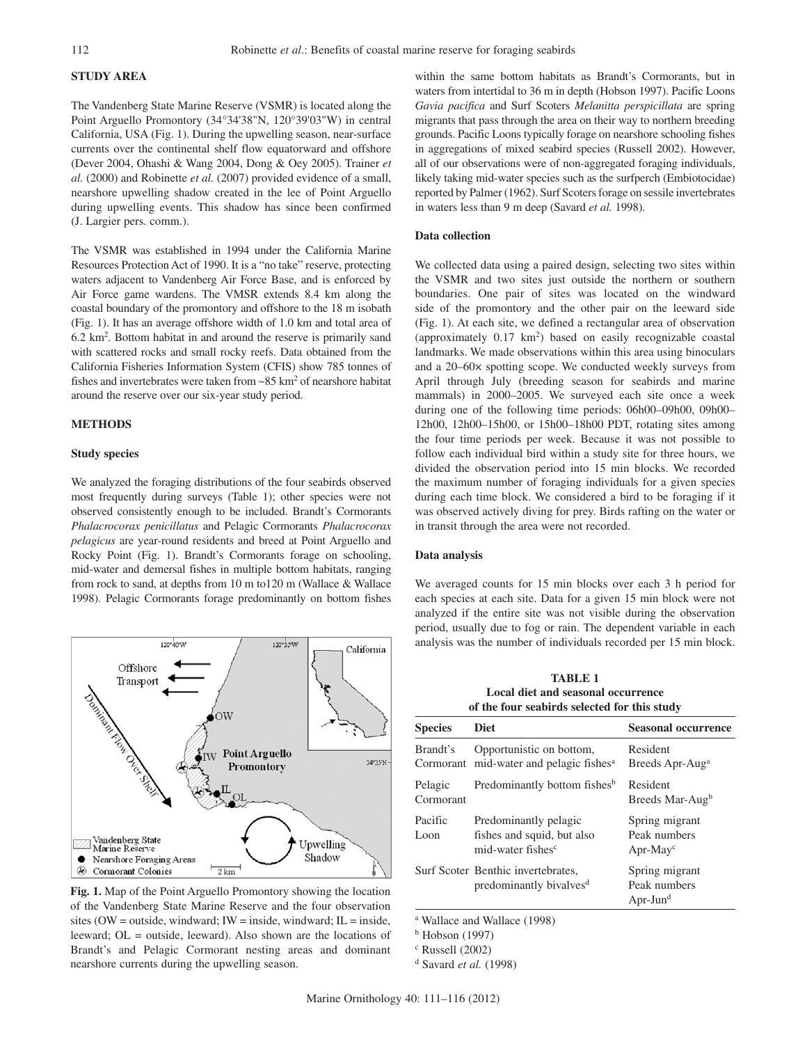## STUDY AREA

The Vandenberg State Marine Reserve (VSMR) is located along the Point Arguello Promontory (34°34'38"N, 120°39'03"W) in central California, USA (Fig. 1). During the upwelling season, near-surface currents over the continental shelf flow equatorward and offshore (Dever 2004, Ohashi & Wang 2004, Dong & Oey 2005). Trainer *et al.* (2000) and Robinette *et al.* (2007) provided evidence of a small, nearshore upwelling shadow created in the lee of Point Arguello during upwelling events. This shadow has since been confirmed (J. Largier pers. comm.).

The VSMR was established in 1994 under the California Marine Resources Protection Act of 1990. It is a "no take" reserve, protecting waters adjacent to Vandenberg Air Force Base, and is enforced by Air Force game wardens. The VMSR extends 8.4 km along the coastal boundary of the promontory and offshore to the 18 m isobath (Fig. 1). It has an average offshore width of 1.0 km and total area of 6.2 km$^2$. Bottom habitat in and around the reserve is primarily sand with scattered rocks and small rocky reefs. Data obtained from the California Fisheries Information System (CFIS) show 785 tonnes of fishes and invertebrates were taken from ~85 km$^2$ of nearshore habitat around the reserve over our six-year study period.

## METHODS

### Study species

We analyzed the foraging distributions of the four seabirds observed most frequently during surveys (Table 1); other species were not observed consistently enough to be included. Brandt's Cormorants *Phalacrocorax penicillatus* and Pelagic Cormorants *Phalacrocorax pelagicus* are year-round residents and breed at Point Arguello and Rocky Point (Fig. 1). Brandt's Cormorants forage on schooling, mid-water and demersal fishes in multiple bottom habitats, ranging from rock to sand, at depths from 10 m to120 m (Wallace & Wallace 1998). Pelagic Cormorants forage predominantly on bottom fishes within the same bottom habitats as Brandt's Cormorants, but in waters from intertidal to 36 m in depth (Hobson 1997). Pacific Loons *Gavia pacifica* and Surf Scoters *Melanitta perspicillata* are spring migrants that pass through the area on their way to northern breeding grounds. Pacific Loons typically forage on nearshore schooling fishes in aggregations of mixed seabird species (Russell 2002). However, all of our observations were of non-aggregated foraging individuals, likely taking mid-water species such as the surfperch (Embiotocidae) reported by Palmer (1962). Surf Scoters forage on sessile invertebrates in waters less than 9 m deep (Savard *et al.* 1998).

**Fig. 1.** Map of the Point Arguello Promontory showing the location of the Vandenberg State Marine Reserve and the four observation sites (OW = outside, windward; IW = inside, windward; IL = inside, leeward; OL = outside, leeward). Also shown are the locations of Brandt's and Pelagic Cormorant nesting areas and dominant nearshore currents during the upwelling season.

### Data collection

We collected data using a paired design, selecting two sites within the VSMR and two sites just outside the northern or southern boundaries. One pair of sites was located on the windward side of the promontory and the other pair on the leeward side (Fig. 1). At each site, we defined a rectangular area of observation (approximately 0.17 km$^2$) based on easily recognizable coastal landmarks. We made observations within this area using binoculars and a 20–60× spotting scope. We conducted weekly surveys from April through July (breeding season for seabirds and marine mammals) in 2000–2005. We surveyed each site once a week during one of the following time periods: 06h00–09h00, 09h00–12h00, 12h00–15h00, or 15h00–18h00 PDT, rotating sites among the four time periods per week. Because it was not possible to follow each individual bird within a study site for three hours, we divided the observation period into 15 min blocks. We recorded the maximum number of foraging individuals for a given species during each time block. We considered a bird to be foraging if it was observed actively diving for prey. Birds rafting on the water or in transit through the area were not recorded.

### Data analysis

We averaged counts for 15 min blocks over each 3 h period for each species at each site. Data for a given 15 min block were not analyzed if the entire site was not visible during the observation period, usually due to fog or rain. The dependent variable in each analysis was the number of individuals recorded per 15 min block.

**TABLE 1**
**Local diet and seasonal occurrence of the four seabirds selected for this study**

| Species | Diet | Seasonal occurrence |
|---|---|---|
| Brandt's Cormorant | Opportunistic on bottom, mid-water and pelagic fishes[a] | Resident Breeds Apr-Aug[a] |
| Pelagic Cormorant | Predominantly bottom fishes[b] | Resident Breeds Mar-Aug[b] |
| Pacific Loon | Predominantly pelagic fishes and squid, but also mid-water fishes[c] | Spring migrant Peak numbers Apr-May[c] |
| Surf Scoter | Benthic invertebrates, predominantly bivalves[d] | Spring migrant Peak numbers Apr-Jun[d] |

[a] Wallace and Wallace (1998)
[b] Hobson (1997)
[c] Russell (2002)
[d] Savard *et al.* (1998)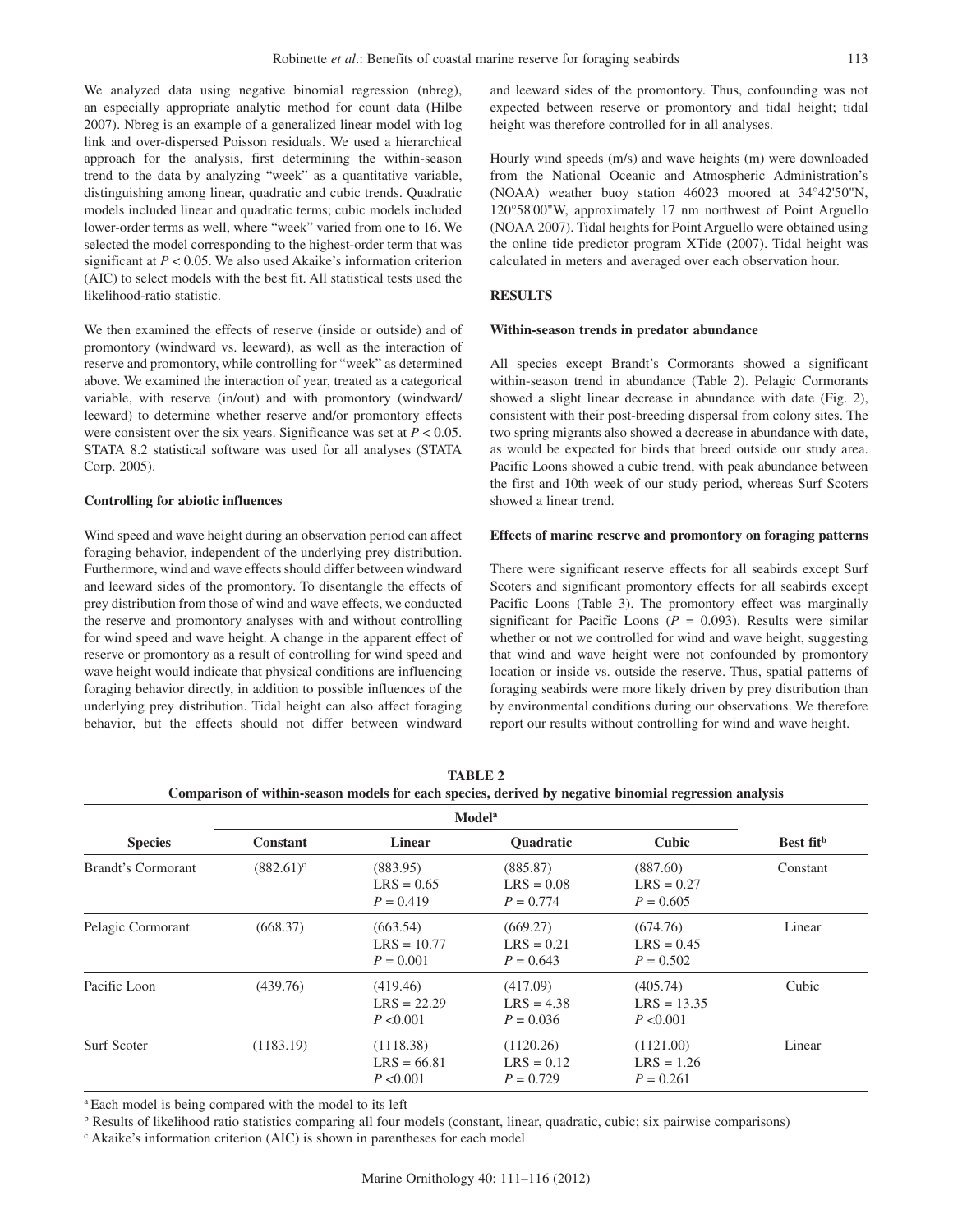We analyzed data using negative binomial regression (nbreg), an especially appropriate analytic method for count data (Hilbe 2007). Nbreg is an example of a generalized linear model with log link and over-dispersed Poisson residuals. We used a hierarchical approach for the analysis, first determining the within-season trend to the data by analyzing "week" as a quantitative variable, distinguishing among linear, quadratic and cubic trends. Quadratic models included linear and quadratic terms; cubic models included lower-order terms as well, where "week" varied from one to 16. We selected the model corresponding to the highest-order term that was significant at $P < 0.05$. We also used Akaike's information criterion (AIC) to select models with the best fit. All statistical tests used the likelihood-ratio statistic.

We then examined the effects of reserve (inside or outside) and of promontory (windward vs. leeward), as well as the interaction of reserve and promontory, while controlling for "week" as determined above. We examined the interaction of year, treated as a categorical variable, with reserve (in/out) and with promontory (windward/leeward) to determine whether reserve and/or promontory effects were consistent over the six years. Significance was set at $P < 0.05$. STATA 8.2 statistical software was used for all analyses (STATA Corp. 2005).

### Controlling for abiotic influences

Wind speed and wave height during an observation period can affect foraging behavior, independent of the underlying prey distribution. Furthermore, wind and wave effects should differ between windward and leeward sides of the promontory. To disentangle the effects of prey distribution from those of wind and wave effects, we conducted the reserve and promontory analyses with and without controlling for wind speed and wave height. A change in the apparent effect of reserve or promontory as a result of controlling for wind speed and wave height would indicate that physical conditions are influencing foraging behavior directly, in addition to possible influences of the underlying prey distribution. Tidal height can also affect foraging behavior, but the effects should not differ between windward and leeward sides of the promontory. Thus, confounding was not expected between reserve or promontory and tidal height; tidal height was therefore controlled for in all analyses.

Hourly wind speeds (m/s) and wave heights (m) were downloaded from the National Oceanic and Atmospheric Administration's (NOAA) weather buoy station 46023 moored at 34°42'50"N, 120°58'00"W, approximately 17 nm northwest of Point Arguello (NOAA 2007). Tidal heights for Point Arguello were obtained using the online tide predictor program XTide (2007). Tidal height was calculated in meters and averaged over each observation hour.

## RESULTS

### Within-season trends in predator abundance

All species except Brandt's Cormorants showed a significant within-season trend in abundance (Table 2). Pelagic Cormorants showed a slight linear decrease in abundance with date (Fig. 2), consistent with their post-breeding dispersal from colony sites. The two spring migrants also showed a decrease in abundance with date, as would be expected for birds that breed outside our study area. Pacific Loons showed a cubic trend, with peak abundance between the first and 10th week of our study period, whereas Surf Scoters showed a linear trend.

### Effects of marine reserve and promontory on foraging patterns

There were significant reserve effects for all seabirds except Surf Scoters and significant promontory effects for all seabirds except Pacific Loons (Table 3). The promontory effect was marginally significant for Pacific Loons ($P = 0.093$). Results were similar whether or not we controlled for wind and wave height, suggesting that wind and wave height were not confounded by promontory location or inside vs. outside the reserve. Thus, spatial patterns of foraging seabirds were more likely driven by prey distribution than by environmental conditions during our observations. We therefore report our results without controlling for wind and wave height.

**TABLE 2**
**Comparison of within-season models for each species, derived by negative binomial regression analysis**

| Species | Model[a] | | | | Best fit[b] |
|---|---|---|---|---|---|
| | Constant | Linear | Quadratic | Cubic | |
| Brandt's Cormorant | (882.61)[c] | (883.95) LRS = 0.65 $P = 0.419$ | (885.87) LRS = 0.08 $P = 0.774$ | (887.60) LRS = 0.27 $P = 0.605$ | Constant |
| Pelagic Cormorant | (668.37) | (663.54) LRS = 10.77 $P = 0.001$ | (669.27) LRS = 0.21 $P = 0.643$ | (674.76) LRS = 0.45 $P = 0.502$ | Linear |
| Pacific Loon | (439.76) | (419.46) LRS = 22.29 $P < 0.001$ | (417.09) LRS = 4.38 $P = 0.036$ | (405.74) LRS = 13.35 $P < 0.001$ | Cubic |
| Surf Scoter | (1183.19) | (1118.38) LRS = 66.81 $P < 0.001$ | (1120.26) LRS = 0.12 $P = 0.729$ | (1121.00) LRS = 1.26 $P = 0.261$ | Linear |

[a] Each model is being compared with the model to its left

[b] Results of likelihood ratio statistics comparing all four models (constant, linear, quadratic, cubic; six pairwise comparisons)

[c] Akaike's information criterion (AIC) is shown in parentheses for each model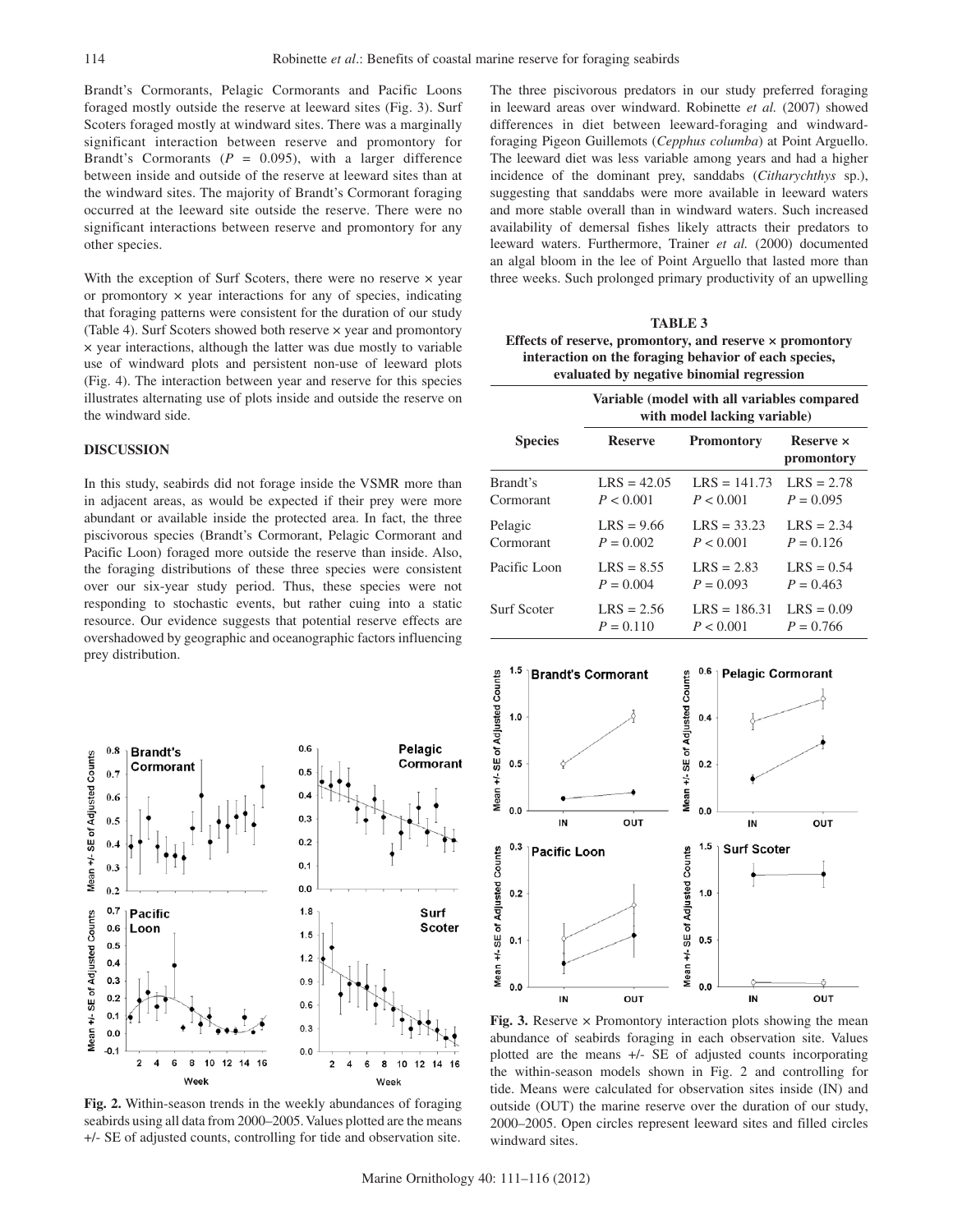Brandt's Cormorants, Pelagic Cormorants and Pacific Loons foraged mostly outside the reserve at leeward sites (Fig. 3). Surf Scoters foraged mostly at windward sites. There was a marginally significant interaction between reserve and promontory for Brandt's Cormorants ($P$ = 0.095), with a larger difference between inside and outside of the reserve at leeward sites than at the windward sites. The majority of Brandt's Cormorant foraging occurred at the leeward site outside the reserve. There were no significant interactions between reserve and promontory for any other species.

With the exception of Surf Scoters, there were no reserve × year or promontory × year interactions for any of species, indicating that foraging patterns were consistent for the duration of our study (Table 4). Surf Scoters showed both reserve × year and promontory × year interactions, although the latter was due mostly to variable use of windward plots and persistent non-use of leeward plots (Fig. 4). The interaction between year and reserve for this species illustrates alternating use of plots inside and outside the reserve on the windward side.

## DISCUSSION

In this study, seabirds did not forage inside the VSMR more than in adjacent areas, as would be expected if their prey were more abundant or available inside the protected area. In fact, the three piscivorous species (Brandt's Cormorant, Pelagic Cormorant and Pacific Loon) foraged more outside the reserve than inside. Also, the foraging distributions of these three species were consistent over our six-year study period. Thus, these species were not responding to stochastic events, but rather cuing into a static resource. Our evidence suggests that potential reserve effects are overshadowed by geographic and oceanographic factors influencing prey distribution.

The three piscivorous predators in our study preferred foraging in leeward areas over windward. Robinette *et al.* (2007) showed differences in diet between leeward-foraging and windward-foraging Pigeon Guillemots (*Cepphus columba*) at Point Arguello. The leeward diet was less variable among years and had a higher incidence of the dominant prey, sanddabs (*Citharychthys* sp.), suggesting that sanddabs were more available in leeward waters and more stable overall than in windward waters. Such increased availability of demersal fishes likely attracts their predators to leeward waters. Furthermore, Trainer *et al.* (2000) documented an algal bloom in the lee of Point Arguello that lasted more than three weeks. Such prolonged primary productivity of an upwelling

**TABLE 3**
**Effects of reserve, promontory, and reserve × promontory interaction on the foraging behavior of each species, evaluated by negative binomial regression**

| Species | Variable (model with all variables compared with model lacking variable) | | |
|---|---|---|---|
| | Reserve | Promontory | Reserve × promontory |
| Brandt's Cormorant | LRS = 42.05 $P$ < 0.001 | LRS = 141.73 $P$ < 0.001 | LRS = 2.78 $P$ = 0.095 |
| Pelagic Cormorant | LRS = 9.66 $P$ = 0.002 | LRS = 33.23 $P$ < 0.001 | LRS = 2.34 $P$ = 0.126 |
| Pacific Loon | LRS = 8.55 $P$ = 0.004 | LRS = 2.83 $P$ = 0.093 | LRS = 0.54 $P$ = 0.463 |
| Surf Scoter | LRS = 2.56 $P$ = 0.110 | LRS = 186.31 $P$ < 0.001 | LRS = 0.09 $P$ = 0.766 |

**Fig. 2.** Within-season trends in the weekly abundances of foraging seabirds using all data from 2000–2005. Values plotted are the means +/- SE of adjusted counts, controlling for tide and observation site.

**Fig. 3.** Reserve × Promontory interaction plots showing the mean abundance of seabirds foraging in each observation site. Values plotted are the means +/- SE of adjusted counts incorporating the within-season models shown in Fig. 2 and controlling for tide. Means were calculated for observation sites inside (IN) and outside (OUT) the marine reserve over the duration of our study, 2000–2005. Open circles represent leeward sites and filled circles windward sites.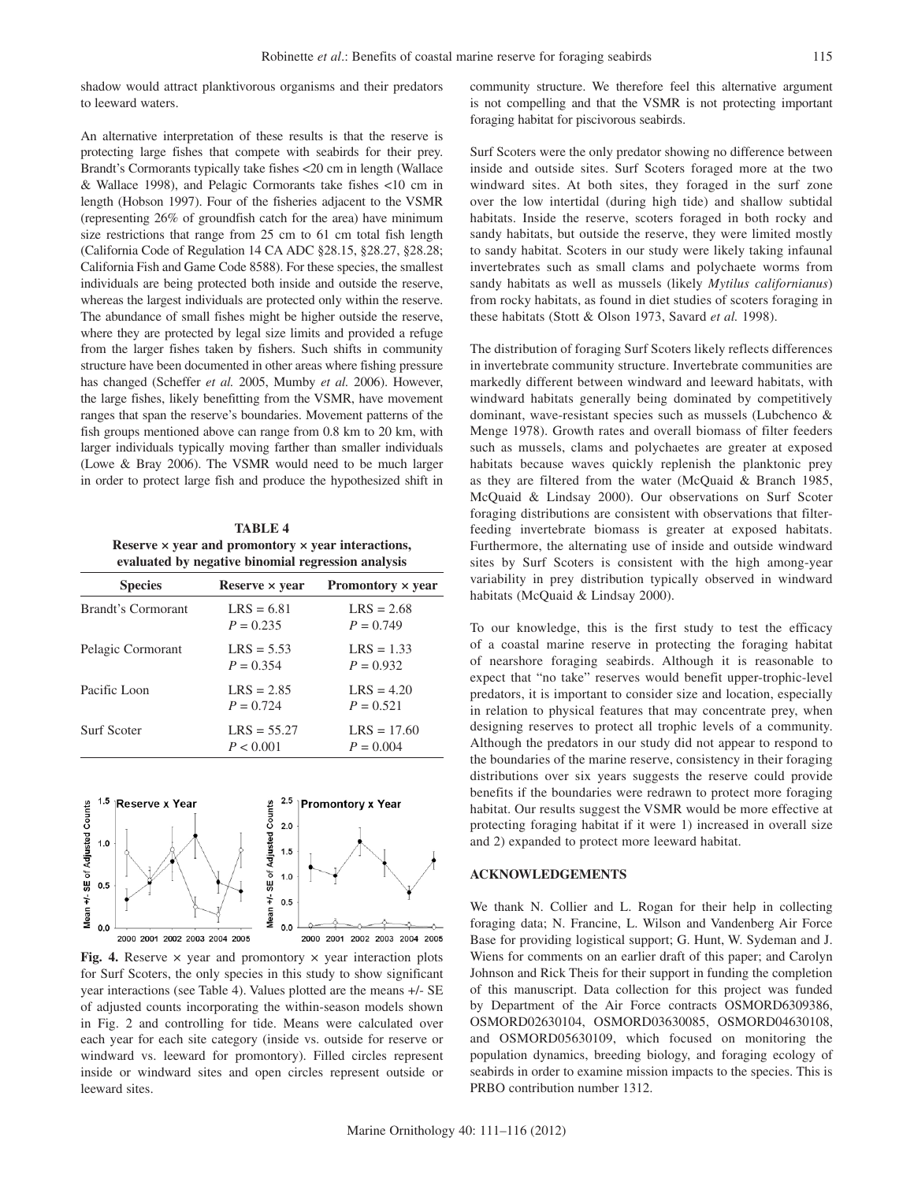shadow would attract planktivorous organisms and their predators to leeward waters.

An alternative interpretation of these results is that the reserve is protecting large fishes that compete with seabirds for their prey. Brandt's Cormorants typically take fishes <20 cm in length (Wallace & Wallace 1998), and Pelagic Cormorants take fishes <10 cm in length (Hobson 1997). Four of the fisheries adjacent to the VSMR (representing 26% of groundfish catch for the area) have minimum size restrictions that range from 25 cm to 61 cm total fish length (California Code of Regulation 14 CA ADC §28.15, §28.27, §28.28; California Fish and Game Code 8588). For these species, the smallest individuals are being protected both inside and outside the reserve, whereas the largest individuals are protected only within the reserve. The abundance of small fishes might be higher outside the reserve, where they are protected by legal size limits and provided a refuge from the larger fishes taken by fishers. Such shifts in community structure have been documented in other areas where fishing pressure has changed (Scheffer *et al.* 2005, Mumby *et al.* 2006). However, the large fishes, likely benefitting from the VSMR, have movement ranges that span the reserve's boundaries. Movement patterns of the fish groups mentioned above can range from 0.8 km to 20 km, with larger individuals typically moving farther than smaller individuals (Lowe & Bray 2006). The VSMR would need to be much larger in order to protect large fish and produce the hypothesized shift in community structure. We therefore feel this alternative argument is not compelling and that the VSMR is not protecting important foraging habitat for piscivorous seabirds.

**TABLE 4**
**Reserve × year and promontory × year interactions, evaluated by negative binomial regression analysis**

| Species | Reserve × year | Promontory × year |
|---|---|---|
| Brandt's Cormorant | LRS = 6.81, $P = 0.235$ | LRS = 2.68, $P = 0.749$ |
| Pelagic Cormorant | LRS = 5.53, $P = 0.354$ | LRS = 1.33, $P = 0.932$ |
| Pacific Loon | LRS = 2.85, $P = 0.724$ | LRS = 4.20, $P = 0.521$ |
| Surf Scoter | LRS = 55.27, $P < 0.001$ | LRS = 17.60, $P = 0.004$ |

**Fig. 4.** Reserve × year and promontory × year interaction plots for Surf Scoters, the only species in this study to show significant year interactions (see Table 4). Values plotted are the means +/- SE of adjusted counts incorporating the within-season models shown in Fig. 2 and controlling for tide. Means were calculated over each year for each site category (inside vs. outside for reserve or windward vs. leeward for promontory). Filled circles represent inside or windward sites and open circles represent outside or leeward sites.

Surf Scoters were the only predator showing no difference between inside and outside sites. Surf Scoters foraged more at the two windward sites. At both sites, they foraged in the surf zone over the low intertidal (during high tide) and shallow subtidal habitats. Inside the reserve, scoters foraged in both rocky and sandy habitats, but outside the reserve, they were limited mostly to sandy habitat. Scoters in our study were likely taking infaunal invertebrates such as small clams and polychaete worms from sandy habitats as well as mussels (likely *Mytilus californianus*) from rocky habitats, as found in diet studies of scoters foraging in these habitats (Stott & Olson 1973, Savard *et al.* 1998).

The distribution of foraging Surf Scoters likely reflects differences in invertebrate community structure. Invertebrate communities are markedly different between windward and leeward habitats, with windward habitats generally being dominated by competitively dominant, wave-resistant species such as mussels (Lubchenco & Menge 1978). Growth rates and overall biomass of filter feeders such as mussels, clams and polychaetes are greater at exposed habitats because waves quickly replenish the planktonic prey as they are filtered from the water (McQuaid & Branch 1985, McQuaid & Lindsay 2000). Our observations on Surf Scoter foraging distributions are consistent with observations that filter-feeding invertebrate biomass is greater at exposed habitats. Furthermore, the alternating use of inside and outside windward sites by Surf Scoters is consistent with the high among-year variability in prey distribution typically observed in windward habitats (McQuaid & Lindsay 2000).

To our knowledge, this is the first study to test the efficacy of a coastal marine reserve in protecting the foraging habitat of nearshore foraging seabirds. Although it is reasonable to expect that "no take" reserves would benefit upper-trophic-level predators, it is important to consider size and location, especially in relation to physical features that may concentrate prey, when designing reserves to protect all trophic levels of a community. Although the predators in our study did not appear to respond to the boundaries of the marine reserve, consistency in their foraging distributions over six years suggests the reserve could provide benefits if the boundaries were redrawn to protect more foraging habitat. Our results suggest the VSMR would be more effective at protecting foraging habitat if it were 1) increased in overall size and 2) expanded to protect more leeward habitat.

## ACKNOWLEDGEMENTS

We thank N. Collier and L. Rogan for their help in collecting foraging data; N. Francine, L. Wilson and Vandenberg Air Force Base for providing logistical support; G. Hunt, W. Sydeman and J. Wiens for comments on an earlier draft of this paper; and Carolyn Johnson and Rick Theis for their support in funding the completion of this manuscript. Data collection for this project was funded by Department of the Air Force contracts OSMORD6309386, OSMORD02630104, OSMORD03630085, OSMORD04630108, and OSMORD05630109, which focused on monitoring the population dynamics, breeding biology, and foraging ecology of seabirds in order to examine mission impacts to the species. This is PRBO contribution number 1312.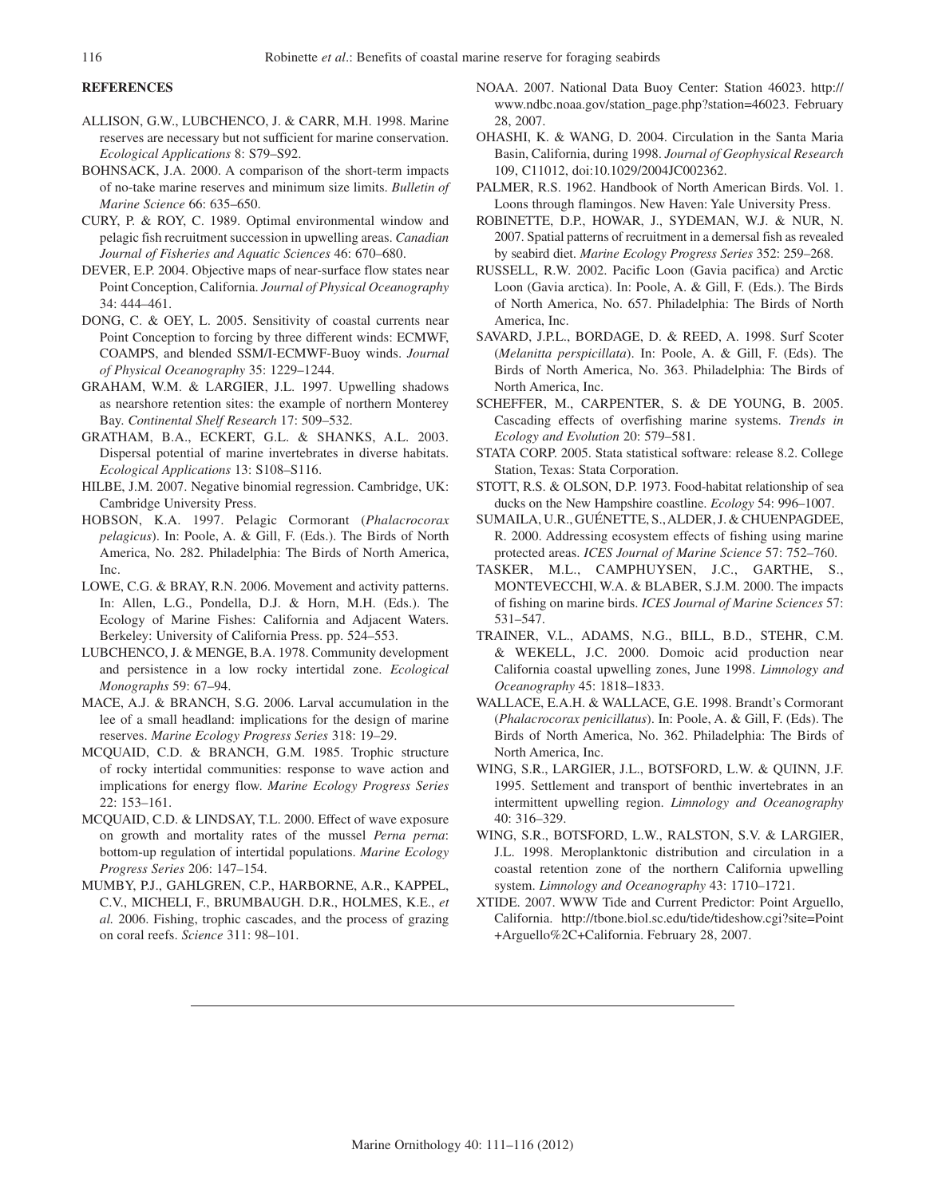## REFERENCES

ALLISON, G.W., LUBCHENCO, J. & CARR, M.H. 1998. Marine reserves are necessary but not sufficient for marine conservation. *Ecological Applications* 8: S79–S92.

BOHNSACK, J.A. 2000. A comparison of the short-term impacts of no-take marine reserves and minimum size limits. *Bulletin of Marine Science* 66: 635–650.

CURY, P. & ROY, C. 1989. Optimal environmental window and pelagic fish recruitment succession in upwelling areas. *Canadian Journal of Fisheries and Aquatic Sciences* 46: 670–680.

DEVER, E.P. 2004. Objective maps of near-surface flow states near Point Conception, California. *Journal of Physical Oceanography* 34: 444–461.

DONG, C. & OEY, L. 2005. Sensitivity of coastal currents near Point Conception to forcing by three different winds: ECMWF, COAMPS, and blended SSM/I-ECMWF-Buoy winds. *Journal of Physical Oceanography* 35: 1229–1244.

GRAHAM, W.M. & LARGIER, J.L. 1997. Upwelling shadows as nearshore retention sites: the example of northern Monterey Bay. *Continental Shelf Research* 17: 509–532.

GRATHAM, B.A., ECKERT, G.L. & SHANKS, A.L. 2003. Dispersal potential of marine invertebrates in diverse habitats. *Ecological Applications* 13: S108–S116.

HILBE, J.M. 2007. Negative binomial regression. Cambridge, UK: Cambridge University Press.

HOBSON, K.A. 1997. Pelagic Cormorant (*Phalacrocorax pelagicus*). In: Poole, A. & Gill, F. (Eds.). The Birds of North America, No. 282. Philadelphia: The Birds of North America, Inc.

LOWE, C.G. & BRAY, R.N. 2006. Movement and activity patterns. In: Allen, L.G., Pondella, D.J. & Horn, M.H. (Eds.). The Ecology of Marine Fishes: California and Adjacent Waters. Berkeley: University of California Press. pp. 524–553.

LUBCHENCO, J. & MENGE, B.A. 1978. Community development and persistence in a low rocky intertidal zone. *Ecological Monographs* 59: 67–94.

MACE, A.J. & BRANCH, S.G. 2006. Larval accumulation in the lee of a small headland: implications for the design of marine reserves. *Marine Ecology Progress Series* 318: 19–29.

MCQUAID, C.D. & BRANCH, G.M. 1985. Trophic structure of rocky intertidal communities: response to wave action and implications for energy flow. *Marine Ecology Progress Series* 22: 153–161.

MCQUAID, C.D. & LINDSAY, T.L. 2000. Effect of wave exposure on growth and mortality rates of the mussel *Perna perna*: bottom-up regulation of intertidal populations. *Marine Ecology Progress Series* 206: 147–154.

MUMBY, P.J., GAHLGREN, C.P., HARBORNE, A.R., KAPPEL, C.V., MICHELI, F., BRUMBAUGH. D.R., HOLMES, K.E., *et al.* 2006. Fishing, trophic cascades, and the process of grazing on coral reefs. *Science* 311: 98–101.

NOAA. 2007. National Data Buoy Center: Station 46023. http://www.ndbc.noaa.gov/station_page.php?station=46023. February 28, 2007.

OHASHI, K. & WANG, D. 2004. Circulation in the Santa Maria Basin, California, during 1998. *Journal of Geophysical Research* 109, C11012, doi:10.1029/2004JC002362.

PALMER, R.S. 1962. Handbook of North American Birds. Vol. 1. Loons through flamingos. New Haven: Yale University Press.

ROBINETTE, D.P., HOWAR, J., SYDEMAN, W.J. & NUR, N. 2007. Spatial patterns of recruitment in a demersal fish as revealed by seabird diet. *Marine Ecology Progress Series* 352: 259–268.

RUSSELL, R.W. 2002. Pacific Loon (Gavia pacifica) and Arctic Loon (Gavia arctica). In: Poole, A. & Gill, F. (Eds.). The Birds of North America, No. 657. Philadelphia: The Birds of North America, Inc.

SAVARD, J.P.L., BORDAGE, D. & REED, A. 1998. Surf Scoter (*Melanitta perspicillata*). In: Poole, A. & Gill, F. (Eds). The Birds of North America, No. 363. Philadelphia: The Birds of North America, Inc.

SCHEFFER, M., CARPENTER, S. & DE YOUNG, B. 2005. Cascading effects of overfishing marine systems. *Trends in Ecology and Evolution* 20: 579–581.

STATA CORP. 2005. Stata statistical software: release 8.2. College Station, Texas: Stata Corporation.

STOTT, R.S. & OLSON, D.P. 1973. Food-habitat relationship of sea ducks on the New Hampshire coastline. *Ecology* 54: 996–1007.

SUMAILA, U.R., GUÉNETTE, S., ALDER, J. & CHUENPAGDEE, R. 2000. Addressing ecosystem effects of fishing using marine protected areas. *ICES Journal of Marine Science* 57: 752–760.

TASKER, M.L., CAMPHUYSEN, J.C., GARTHE, S., MONTEVECCHI, W.A. & BLABER, S.J.M. 2000. The impacts of fishing on marine birds. *ICES Journal of Marine Sciences* 57: 531–547.

TRAINER, V.L., ADAMS, N.G., BILL, B.D., STEHR, C.M. & WEKELL, J.C. 2000. Domoic acid production near California coastal upwelling zones, June 1998. *Limnology and Oceanography* 45: 1818–1833.

WALLACE, E.A.H. & WALLACE, G.E. 1998. Brandt's Cormorant (*Phalacrocorax penicillatus*). In: Poole, A. & Gill, F. (Eds). The Birds of North America, No. 362. Philadelphia: The Birds of North America, Inc.

WING, S.R., LARGIER, J.L., BOTSFORD, L.W. & QUINN, J.F. 1995. Settlement and transport of benthic invertebrates in an intermittent upwelling region. *Limnology and Oceanography* 40: 316–329.

WING, S.R., BOTSFORD, L.W., RALSTON, S.V. & LARGIER, J.L. 1998. Meroplanktonic distribution and circulation in a coastal retention zone of the northern California upwelling system. *Limnology and Oceanography* 43: 1710–1721.

XTIDE. 2007. WWW Tide and Current Predictor: Point Arguello, California. http://tbone.biol.sc.edu/tide/tideshow.cgi?site=Point+Arguello%2C+California. February 28, 2007.